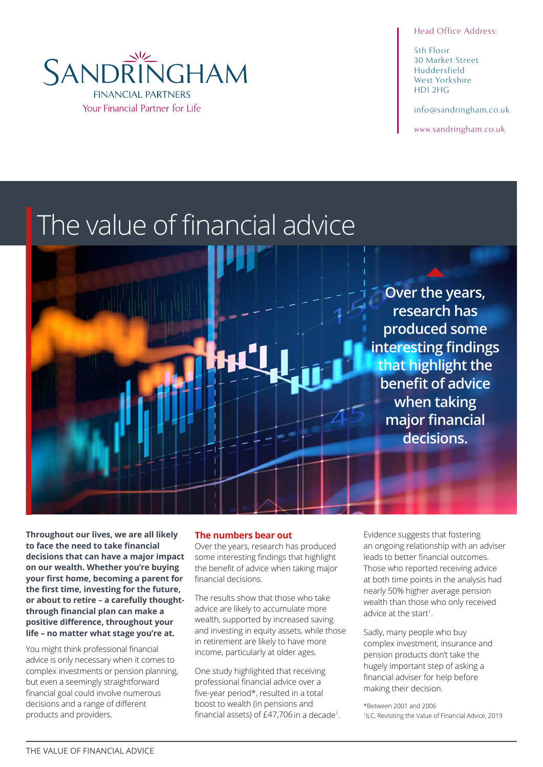SANDRINGHAM
FINANCIAL PARTNERS
Your Financial Partner for Life

Head Office Address:

5th Floor
30 Market Street
Huddersfield
West Yorkshire
HD1 2HG

info@sandringham.co.uk

www.sandringham.co.uk

# The value of financial advice

**Over the years, research has produced some interesting findings that highlight the benefit of advice when taking major financial decisions.**

**Throughout our lives, we are all likely to face the need to take financial decisions that can have a major impact on our wealth. Whether you're buying your first home, becoming a parent for the first time, investing for the future, or about to retire – a carefully thought-through financial plan can make a positive difference, throughout your life – no matter what stage you're at.**

You might think professional financial advice is only necessary when it comes to complex investments or pension planning, but even a seemingly straightforward financial goal could involve numerous decisions and a range of different products and providers.

## The numbers bear out

Over the years, research has produced some interesting findings that highlight the benefit of advice when taking major financial decisions.

The results show that those who take advice are likely to accumulate more wealth, supported by increased saving and investing in equity assets, while those in retirement are likely to have more income, particularly at older ages.

One study highlighted that receiving professional financial advice over a five-year period*, resulted in a total boost to wealth (in pensions and financial assets) of £47,706 in a decade[1].

Evidence suggests that fostering an ongoing relationship with an adviser leads to better financial outcomes. Those who reported receiving advice at both time points in the analysis had nearly 50% higher average pension wealth than those who only received advice at the start[1].

Sadly, many people who buy complex investment, insurance and pension products don't take the hugely important step of asking a financial adviser for help before making their decision.

*Between 2001 and 2006
[1]ILC, Revisiting the Value of Financial Advice, 2019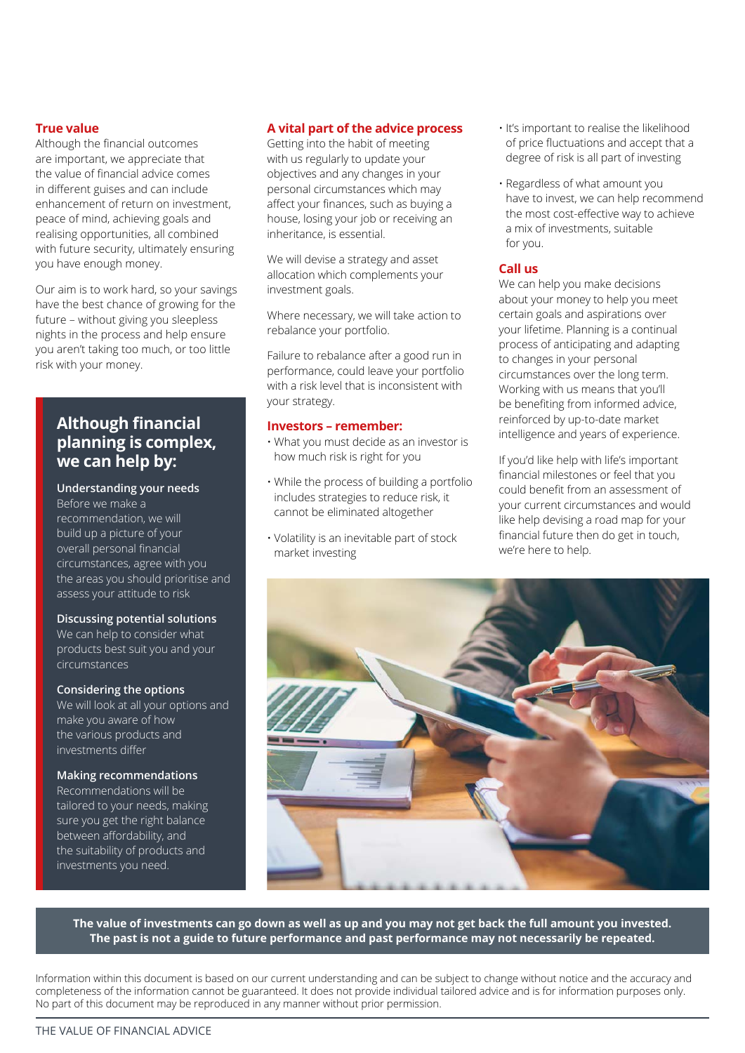## True value

Although the financial outcomes are important, we appreciate that the value of financial advice comes in different guises and can include enhancement of return on investment, peace of mind, achieving goals and realising opportunities, all combined with future security, ultimately ensuring you have enough money.

Our aim is to work hard, so your savings have the best chance of growing for the future – without giving you sleepless nights in the process and help ensure you aren't taking too much, or too little risk with your money.

## Although financial planning is complex, we can help by:

**Understanding your needs**
Before we make a recommendation, we will build up a picture of your overall personal financial circumstances, agree with you the areas you should prioritise and assess your attitude to risk

**Discussing potential solutions**
We can help to consider what products best suit you and your circumstances

**Considering the options**
We will look at all your options and make you aware of how the various products and investments differ

**Making recommendations**
Recommendations will be tailored to your needs, making sure you get the right balance between affordability, and the suitability of products and investments you need.

## A vital part of the advice process

Getting into the habit of meeting with us regularly to update your objectives and any changes in your personal circumstances which may affect your finances, such as buying a house, losing your job or receiving an inheritance, is essential.

We will devise a strategy and asset allocation which complements your investment goals.

Where necessary, we will take action to rebalance your portfolio.

Failure to rebalance after a good run in performance, could leave your portfolio with a risk level that is inconsistent with your strategy.

## Investors – remember:

- What you must decide as an investor is how much risk is right for you
- While the process of building a portfolio includes strategies to reduce risk, it cannot be eliminated altogether
- Volatility is an inevitable part of stock market investing
- It's important to realise the likelihood of price fluctuations and accept that a degree of risk is all part of investing
- Regardless of what amount you have to invest, we can help recommend the most cost-effective way to achieve a mix of investments, suitable for you.

## Call us

We can help you make decisions about your money to help you meet certain goals and aspirations over your lifetime. Planning is a continual process of anticipating and adapting to changes in your personal circumstances over the long term. Working with us means that you'll be benefiting from informed advice, reinforced by up-to-date market intelligence and years of experience.

If you'd like help with life's important financial milestones or feel that you could benefit from an assessment of your current circumstances and would like help devising a road map for your financial future then do get in touch, we're here to help.

**The value of investments can go down as well as up and you may not get back the full amount you invested. The past is not a guide to future performance and past performance may not necessarily be repeated.**

Information within this document is based on our current understanding and can be subject to change without notice and the accuracy and completeness of the information cannot be guaranteed. It does not provide individual tailored advice and is for information purposes only. No part of this document may be reproduced in any manner without prior permission.